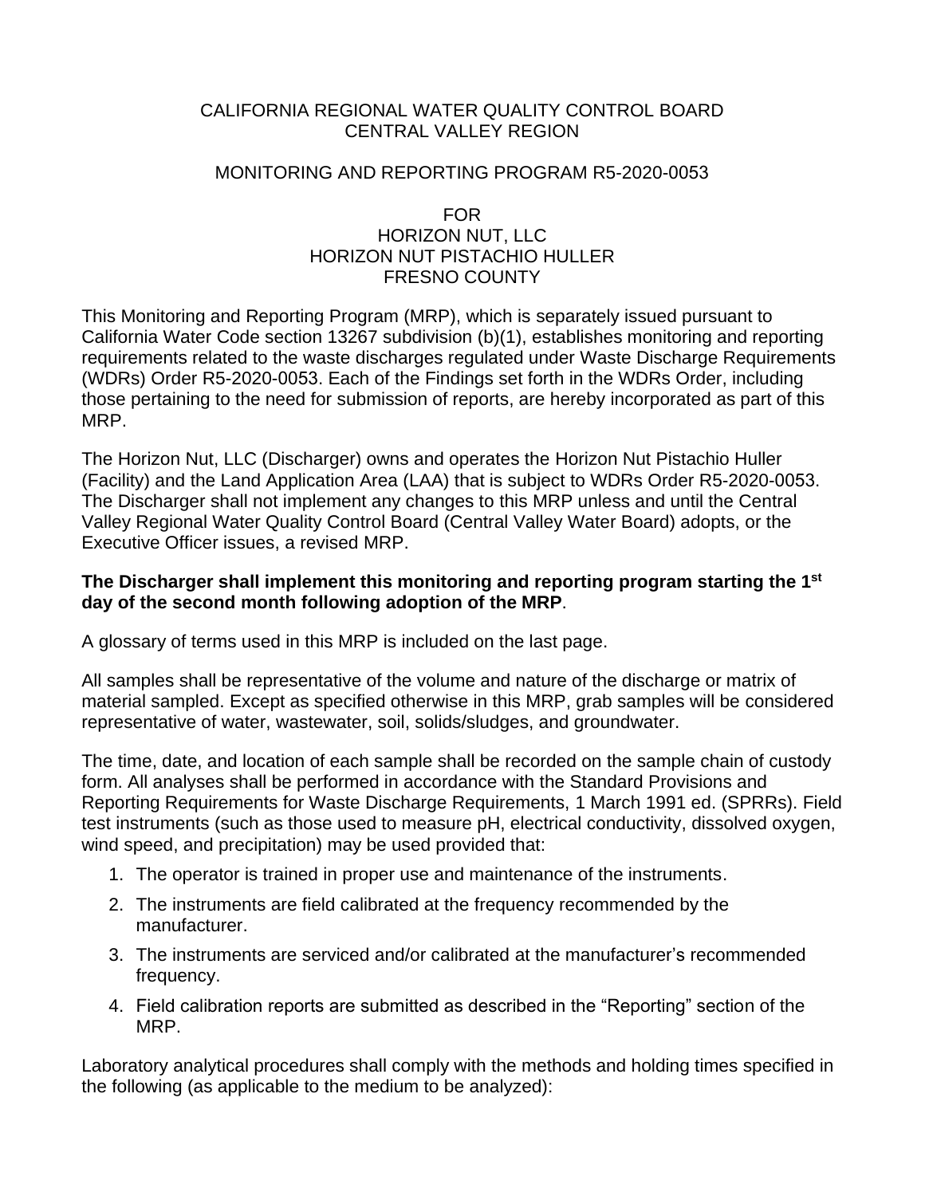CALIFORNIA REGIONAL WATER QUALITY CONTROL BOARD
CENTRAL VALLEY REGION

MONITORING AND REPORTING PROGRAM R5-2020-0053

FOR
HORIZON NUT, LLC
HORIZON NUT PISTACHIO HULLER
FRESNO COUNTY

This Monitoring and Reporting Program (MRP), which is separately issued pursuant to California Water Code section 13267 subdivision (b)(1), establishes monitoring and reporting requirements related to the waste discharges regulated under Waste Discharge Requirements (WDRs) Order R5-2020-0053. Each of the Findings set forth in the WDRs Order, including those pertaining to the need for submission of reports, are hereby incorporated as part of this MRP.

The Horizon Nut, LLC (Discharger) owns and operates the Horizon Nut Pistachio Huller (Facility) and the Land Application Area (LAA) that is subject to WDRs Order R5-2020-0053. The Discharger shall not implement any changes to this MRP unless and until the Central Valley Regional Water Quality Control Board (Central Valley Water Board) adopts, or the Executive Officer issues, a revised MRP.

**The Discharger shall implement this monitoring and reporting program starting the 1st day of the second month following adoption of the MRP**.

A glossary of terms used in this MRP is included on the last page.

All samples shall be representative of the volume and nature of the discharge or matrix of material sampled. Except as specified otherwise in this MRP, grab samples will be considered representative of water, wastewater, soil, solids/sludges, and groundwater.

The time, date, and location of each sample shall be recorded on the sample chain of custody form. All analyses shall be performed in accordance with the Standard Provisions and Reporting Requirements for Waste Discharge Requirements, 1 March 1991 ed. (SPRRs). Field test instruments (such as those used to measure pH, electrical conductivity, dissolved oxygen, wind speed, and precipitation) may be used provided that:

1. The operator is trained in proper use and maintenance of the instruments.
2. The instruments are field calibrated at the frequency recommended by the manufacturer.
3. The instruments are serviced and/or calibrated at the manufacturer's recommended frequency.
4. Field calibration reports are submitted as described in the "Reporting" section of the MRP.

Laboratory analytical procedures shall comply with the methods and holding times specified in the following (as applicable to the medium to be analyzed):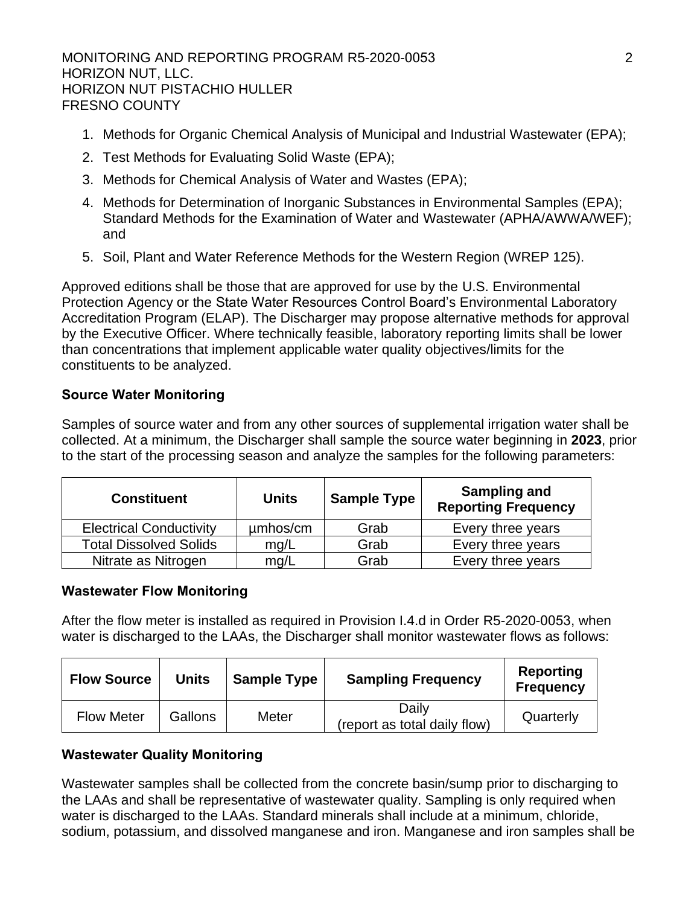1. Methods for Organic Chemical Analysis of Municipal and Industrial Wastewater (EPA);
2. Test Methods for Evaluating Solid Waste (EPA);
3. Methods for Chemical Analysis of Water and Wastes (EPA);
4. Methods for Determination of Inorganic Substances in Environmental Samples (EPA); Standard Methods for the Examination of Water and Wastewater (APHA/AWWA/WEF); and
5. Soil, Plant and Water Reference Methods for the Western Region (WREP 125).

Approved editions shall be those that are approved for use by the U.S. Environmental Protection Agency or the State Water Resources Control Board's Environmental Laboratory Accreditation Program (ELAP). The Discharger may propose alternative methods for approval by the Executive Officer. Where technically feasible, laboratory reporting limits shall be lower than concentrations that implement applicable water quality objectives/limits for the constituents to be analyzed.

### Source Water Monitoring

Samples of source water and from any other sources of supplemental irrigation water shall be collected. At a minimum, the Discharger shall sample the source water beginning in **2023**, prior to the start of the processing season and analyze the samples for the following parameters:

| Constituent | Units | Sample Type | Sampling and Reporting Frequency |
|---|---|---|---|
| Electrical Conductivity | µmhos/cm | Grab | Every three years |
| Total Dissolved Solids | mg/L | Grab | Every three years |
| Nitrate as Nitrogen | mg/L | Grab | Every three years |

### Wastewater Flow Monitoring

After the flow meter is installed as required in Provision I.4.d in Order R5-2020-0053, when water is discharged to the LAAs, the Discharger shall monitor wastewater flows as follows:

| Flow Source | Units | Sample Type | Sampling Frequency | Reporting Frequency |
|---|---|---|---|---|
| Flow Meter | Gallons | Meter | Daily (report as total daily flow) | Quarterly |

### Wastewater Quality Monitoring

Wastewater samples shall be collected from the concrete basin/sump prior to discharging to the LAAs and shall be representative of wastewater quality. Sampling is only required when water is discharged to the LAAs. Standard minerals shall include at a minimum, chloride, sodium, potassium, and dissolved manganese and iron. Manganese and iron samples shall be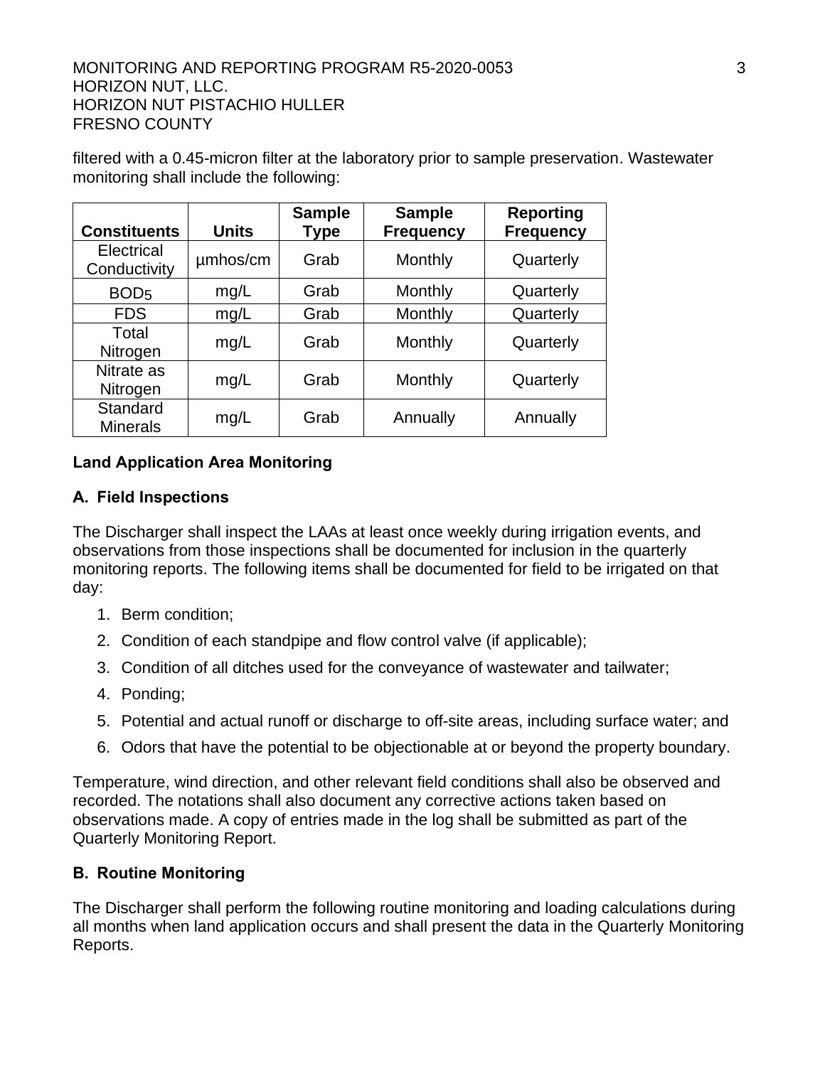filtered with a 0.45-micron filter at the laboratory prior to sample preservation. Wastewater monitoring shall include the following:

| Constituents | Units | Sample Type | Sample Frequency | Reporting Frequency |
|---|---|---|---|---|
| Electrical Conductivity | µmhos/cm | Grab | Monthly | Quarterly |
| $BOD_5$ | mg/L | Grab | Monthly | Quarterly |
| FDS | mg/L | Grab | Monthly | Quarterly |
| Total Nitrogen | mg/L | Grab | Monthly | Quarterly |
| Nitrate as Nitrogen | mg/L | Grab | Monthly | Quarterly |
| Standard Minerals | mg/L | Grab | Annually | Annually |

## Land Application Area Monitoring

### A. Field Inspections

The Discharger shall inspect the LAAs at least once weekly during irrigation events, and observations from those inspections shall be documented for inclusion in the quarterly monitoring reports. The following items shall be documented for field to be irrigated on that day:

1. Berm condition;
2. Condition of each standpipe and flow control valve (if applicable);
3. Condition of all ditches used for the conveyance of wastewater and tailwater;
4. Ponding;
5. Potential and actual runoff or discharge to off-site areas, including surface water; and
6. Odors that have the potential to be objectionable at or beyond the property boundary.

Temperature, wind direction, and other relevant field conditions shall also be observed and recorded. The notations shall also document any corrective actions taken based on observations made. A copy of entries made in the log shall be submitted as part of the Quarterly Monitoring Report.

### B. Routine Monitoring

The Discharger shall perform the following routine monitoring and loading calculations during all months when land application occurs and shall present the data in the Quarterly Monitoring Reports.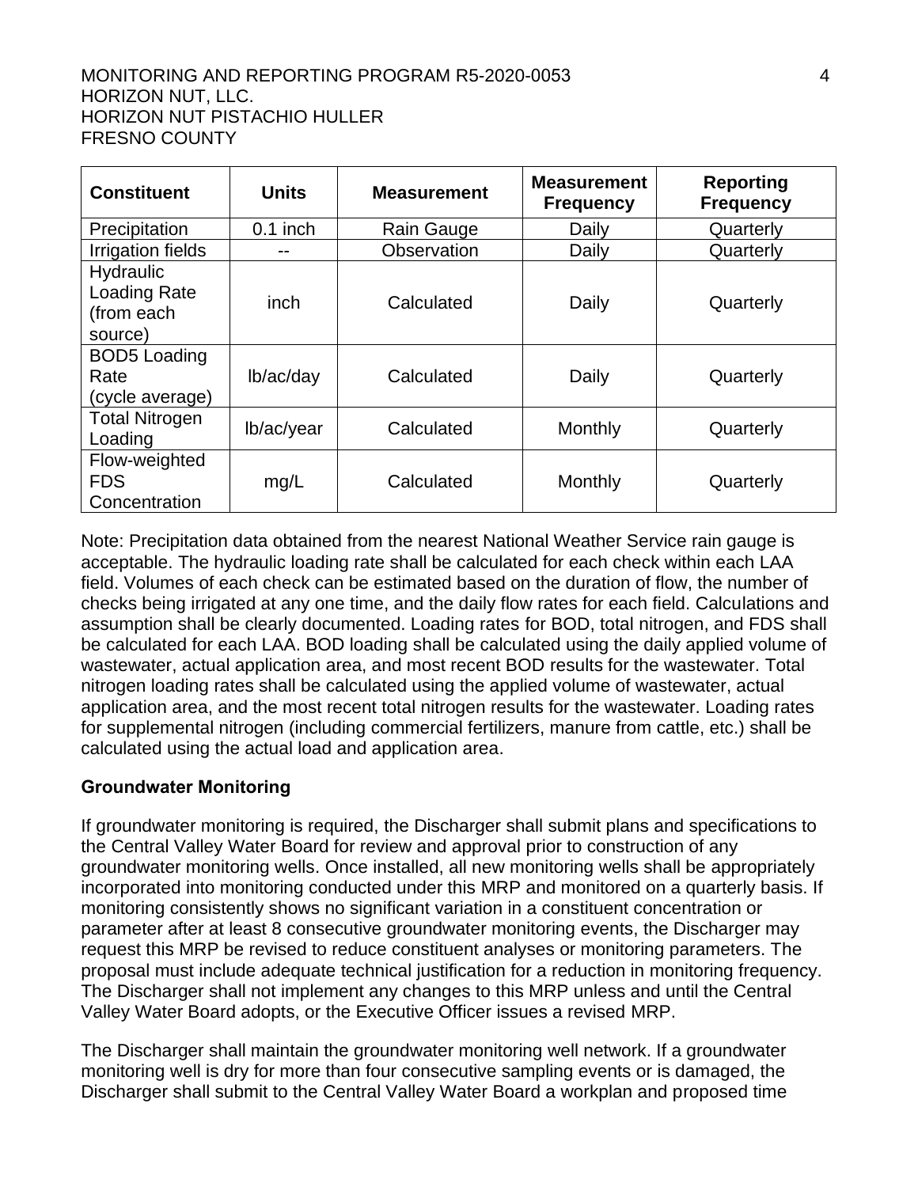| Constituent | Units | Measurement | Measurement Frequency | Reporting Frequency |
|---|---|---|---|---|
| Precipitation | 0.1 inch | Rain Gauge | Daily | Quarterly |
| Irrigation fields | -- | Observation | Daily | Quarterly |
| Hydraulic Loading Rate (from each source) | inch | Calculated | Daily | Quarterly |
| BOD5 Loading Rate (cycle average) | lb/ac/day | Calculated | Daily | Quarterly |
| Total Nitrogen Loading | lb/ac/year | Calculated | Monthly | Quarterly |
| Flow-weighted FDS Concentration | mg/L | Calculated | Monthly | Quarterly |

Note: Precipitation data obtained from the nearest National Weather Service rain gauge is acceptable. The hydraulic loading rate shall be calculated for each check within each LAA field. Volumes of each check can be estimated based on the duration of flow, the number of checks being irrigated at any one time, and the daily flow rates for each field. Calculations and assumption shall be clearly documented. Loading rates for BOD, total nitrogen, and FDS shall be calculated for each LAA. BOD loading shall be calculated using the daily applied volume of wastewater, actual application area, and most recent BOD results for the wastewater. Total nitrogen loading rates shall be calculated using the applied volume of wastewater, actual application area, and the most recent total nitrogen results for the wastewater. Loading rates for supplemental nitrogen (including commercial fertilizers, manure from cattle, etc.) shall be calculated using the actual load and application area.

## Groundwater Monitoring

If groundwater monitoring is required, the Discharger shall submit plans and specifications to the Central Valley Water Board for review and approval prior to construction of any groundwater monitoring wells. Once installed, all new monitoring wells shall be appropriately incorporated into monitoring conducted under this MRP and monitored on a quarterly basis. If monitoring consistently shows no significant variation in a constituent concentration or parameter after at least 8 consecutive groundwater monitoring events, the Discharger may request this MRP be revised to reduce constituent analyses or monitoring parameters. The proposal must include adequate technical justification for a reduction in monitoring frequency. The Discharger shall not implement any changes to this MRP unless and until the Central Valley Water Board adopts, or the Executive Officer issues a revised MRP.

The Discharger shall maintain the groundwater monitoring well network. If a groundwater monitoring well is dry for more than four consecutive sampling events or is damaged, the Discharger shall submit to the Central Valley Water Board a workplan and proposed time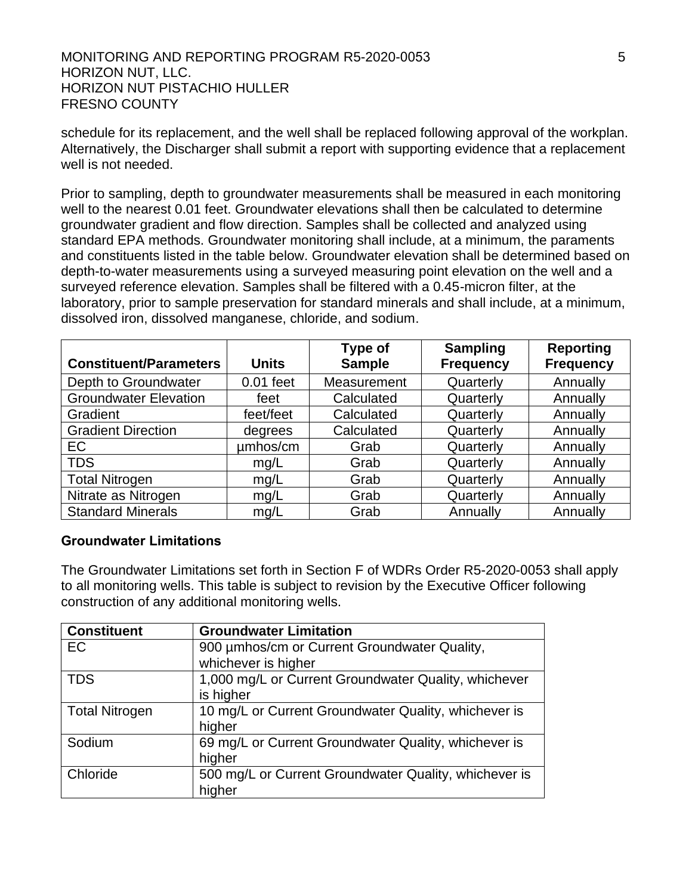schedule for its replacement, and the well shall be replaced following approval of the workplan. Alternatively, the Discharger shall submit a report with supporting evidence that a replacement well is not needed.

Prior to sampling, depth to groundwater measurements shall be measured in each monitoring well to the nearest 0.01 feet. Groundwater elevations shall then be calculated to determine groundwater gradient and flow direction. Samples shall be collected and analyzed using standard EPA methods. Groundwater monitoring shall include, at a minimum, the paraments and constituents listed in the table below. Groundwater elevation shall be determined based on depth-to-water measurements using a surveyed measuring point elevation on the well and a surveyed reference elevation. Samples shall be filtered with a 0.45-micron filter, at the laboratory, prior to sample preservation for standard minerals and shall include, at a minimum, dissolved iron, dissolved manganese, chloride, and sodium.

| Constituent/Parameters | Units | Type of Sample | Sampling Frequency | Reporting Frequency |
|---|---|---|---|---|
| Depth to Groundwater | 0.01 feet | Measurement | Quarterly | Annually |
| Groundwater Elevation | feet | Calculated | Quarterly | Annually |
| Gradient | feet/feet | Calculated | Quarterly | Annually |
| Gradient Direction | degrees | Calculated | Quarterly | Annually |
| EC | µmhos/cm | Grab | Quarterly | Annually |
| TDS | mg/L | Grab | Quarterly | Annually |
| Total Nitrogen | mg/L | Grab | Quarterly | Annually |
| Nitrate as Nitrogen | mg/L | Grab | Quarterly | Annually |
| Standard Minerals | mg/L | Grab | Annually | Annually |

**Groundwater Limitations**

The Groundwater Limitations set forth in Section F of WDRs Order R5-2020-0053 shall apply to all monitoring wells. This table is subject to revision by the Executive Officer following construction of any additional monitoring wells.

| Constituent | Groundwater Limitation |
|---|---|
| EC | 900 µmhos/cm or Current Groundwater Quality, whichever is higher |
| TDS | 1,000 mg/L or Current Groundwater Quality, whichever is higher |
| Total Nitrogen | 10 mg/L or Current Groundwater Quality, whichever is higher |
| Sodium | 69 mg/L or Current Groundwater Quality, whichever is higher |
| Chloride | 500 mg/L or Current Groundwater Quality, whichever is higher |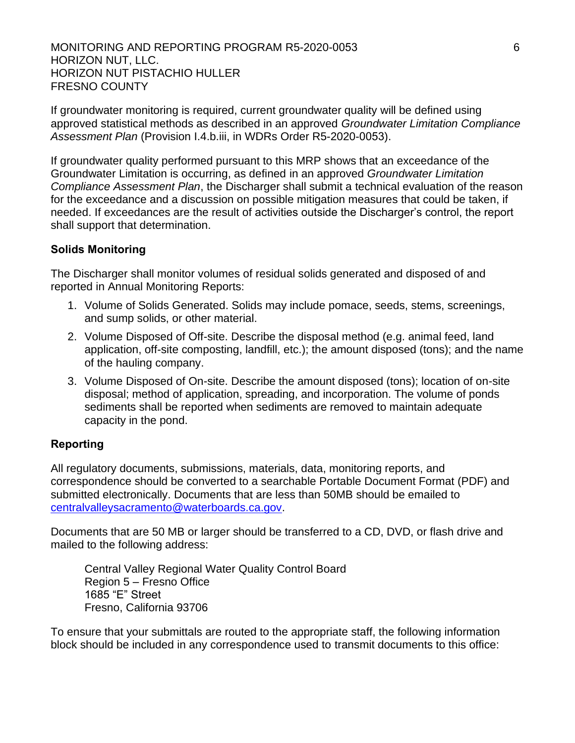If groundwater monitoring is required, current groundwater quality will be defined using approved statistical methods as described in an approved *Groundwater Limitation Compliance Assessment Plan* (Provision I.4.b.iii, in WDRs Order R5-2020-0053).

If groundwater quality performed pursuant to this MRP shows that an exceedance of the Groundwater Limitation is occurring, as defined in an approved *Groundwater Limitation Compliance Assessment Plan*, the Discharger shall submit a technical evaluation of the reason for the exceedance and a discussion on possible mitigation measures that could be taken, if needed. If exceedances are the result of activities outside the Discharger's control, the report shall support that determination.

## Solids Monitoring

The Discharger shall monitor volumes of residual solids generated and disposed of and reported in Annual Monitoring Reports:

1. Volume of Solids Generated. Solids may include pomace, seeds, stems, screenings, and sump solids, or other material.
2. Volume Disposed of Off-site. Describe the disposal method (e.g. animal feed, land application, off-site composting, landfill, etc.); the amount disposed (tons); and the name of the hauling company.
3. Volume Disposed of On-site. Describe the amount disposed (tons); location of on-site disposal; method of application, spreading, and incorporation. The volume of ponds sediments shall be reported when sediments are removed to maintain adequate capacity in the pond.

## Reporting

All regulatory documents, submissions, materials, data, monitoring reports, and correspondence should be converted to a searchable Portable Document Format (PDF) and submitted electronically. Documents that are less than 50MB should be emailed to centralvalleysacramento@waterboards.ca.gov.

Documents that are 50 MB or larger should be transferred to a CD, DVD, or flash drive and mailed to the following address:

Central Valley Regional Water Quality Control Board
Region 5 – Fresno Office
1685 "E" Street
Fresno, California 93706

To ensure that your submittals are routed to the appropriate staff, the following information block should be included in any correspondence used to transmit documents to this office: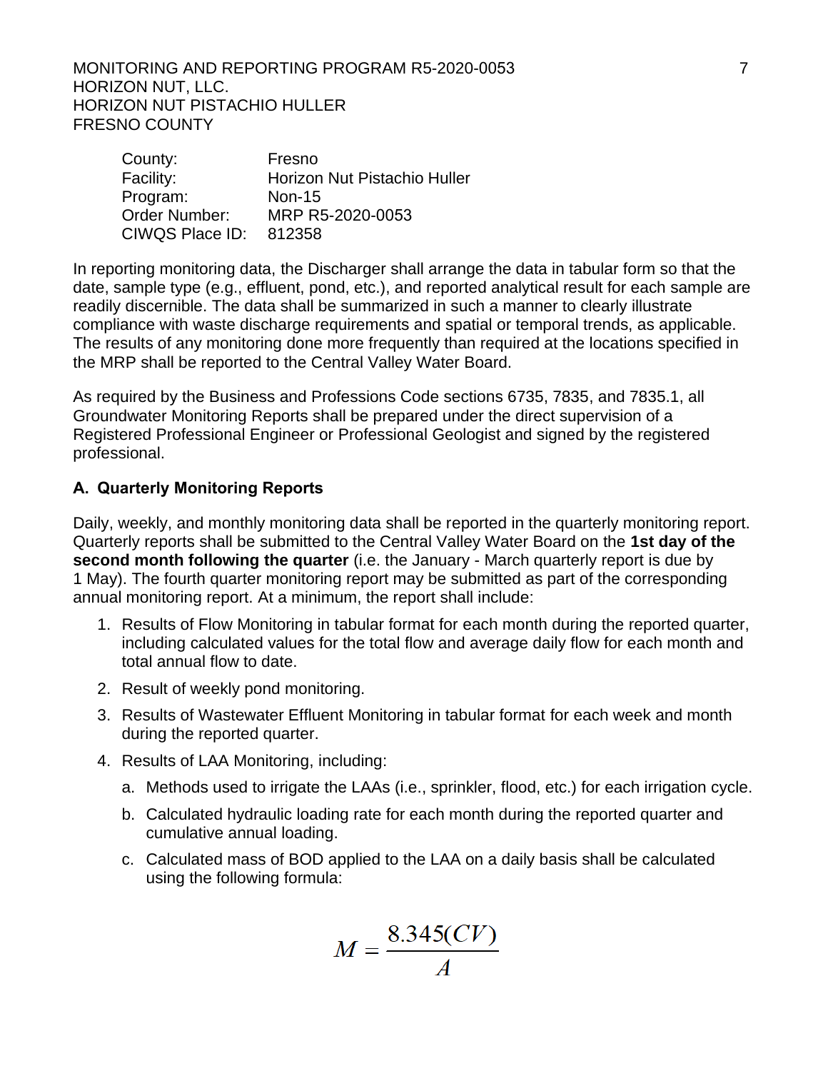| | |
|---|---|
| County: | Fresno |
| Facility: | Horizon Nut Pistachio Huller |
| Program: | Non-15 |
| Order Number: | MRP R5-2020-0053 |
| CIWQS Place ID: | 812358 |

In reporting monitoring data, the Discharger shall arrange the data in tabular form so that the date, sample type (e.g., effluent, pond, etc.), and reported analytical result for each sample are readily discernible. The data shall be summarized in such a manner to clearly illustrate compliance with waste discharge requirements and spatial or temporal trends, as applicable. The results of any monitoring done more frequently than required at the locations specified in the MRP shall be reported to the Central Valley Water Board.

As required by the Business and Professions Code sections 6735, 7835, and 7835.1, all Groundwater Monitoring Reports shall be prepared under the direct supervision of a Registered Professional Engineer or Professional Geologist and signed by the registered professional.

## A. Quarterly Monitoring Reports

Daily, weekly, and monthly monitoring data shall be reported in the quarterly monitoring report. Quarterly reports shall be submitted to the Central Valley Water Board on the **1st day of the second month following the quarter** (i.e. the January - March quarterly report is due by 1 May). The fourth quarter monitoring report may be submitted as part of the corresponding annual monitoring report. At a minimum, the report shall include:

1. Results of Flow Monitoring in tabular format for each month during the reported quarter, including calculated values for the total flow and average daily flow for each month and total annual flow to date.
2. Result of weekly pond monitoring.
3. Results of Wastewater Effluent Monitoring in tabular format for each week and month during the reported quarter.
4. Results of LAA Monitoring, including:
   a. Methods used to irrigate the LAAs (i.e., sprinkler, flood, etc.) for each irrigation cycle.
   b. Calculated hydraulic loading rate for each month during the reported quarter and cumulative annual loading.
   c. Calculated mass of BOD applied to the LAA on a daily basis shall be calculated using the following formula:

$$M = \frac{8.345(CV)}{A}$$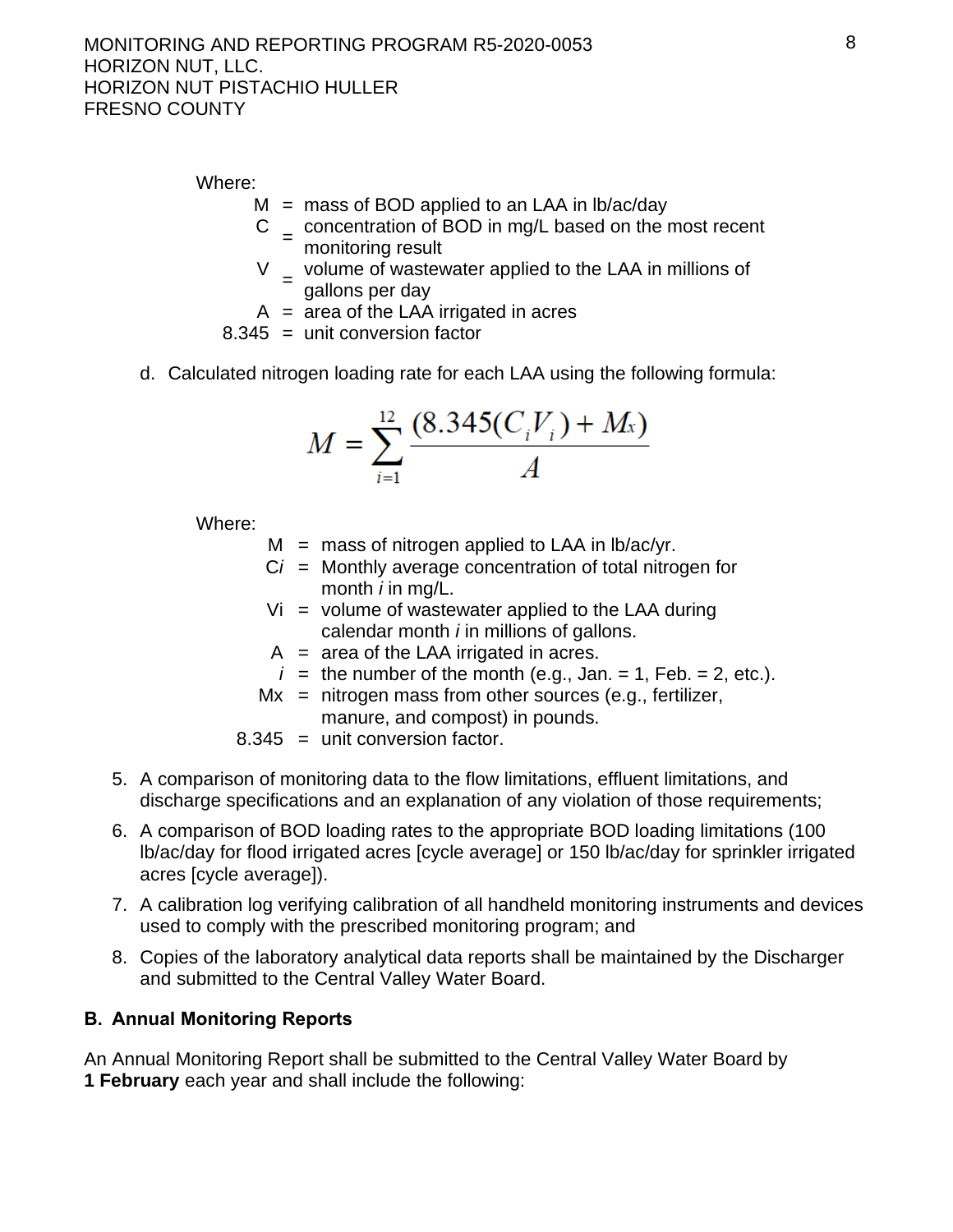Where:

- M = mass of BOD applied to an LAA in lb/ac/day
- C = concentration of BOD in mg/L based on the most recent monitoring result
- V = volume of wastewater applied to the LAA in millions of gallons per day
- A = area of the LAA irrigated in acres
- 8.345 = unit conversion factor

d. Calculated nitrogen loading rate for each LAA using the following formula:

$$M = \sum_{i=1}^{12} \frac{(8.345(C_i V_i) + M_x)}{A}$$

Where:

- M = mass of nitrogen applied to LAA in lb/ac/yr.
- $C_i$ = Monthly average concentration of total nitrogen for month *i* in mg/L.
- $V_i$ = volume of wastewater applied to the LAA during calendar month *i* in millions of gallons.
- A = area of the LAA irrigated in acres.
- *i* = the number of the month (e.g., Jan. = 1, Feb. = 2, etc.).
- $M_x$ = nitrogen mass from other sources (e.g., fertilizer, manure, and compost) in pounds.
- 8.345 = unit conversion factor.

5. A comparison of monitoring data to the flow limitations, effluent limitations, and discharge specifications and an explanation of any violation of those requirements;
6. A comparison of BOD loading rates to the appropriate BOD loading limitations (100 lb/ac/day for flood irrigated acres [cycle average] or 150 lb/ac/day for sprinkler irrigated acres [cycle average]).
7. A calibration log verifying calibration of all handheld monitoring instruments and devices used to comply with the prescribed monitoring program; and
8. Copies of the laboratory analytical data reports shall be maintained by the Discharger and submitted to the Central Valley Water Board.

## B. Annual Monitoring Reports

An Annual Monitoring Report shall be submitted to the Central Valley Water Board by **1 February** each year and shall include the following: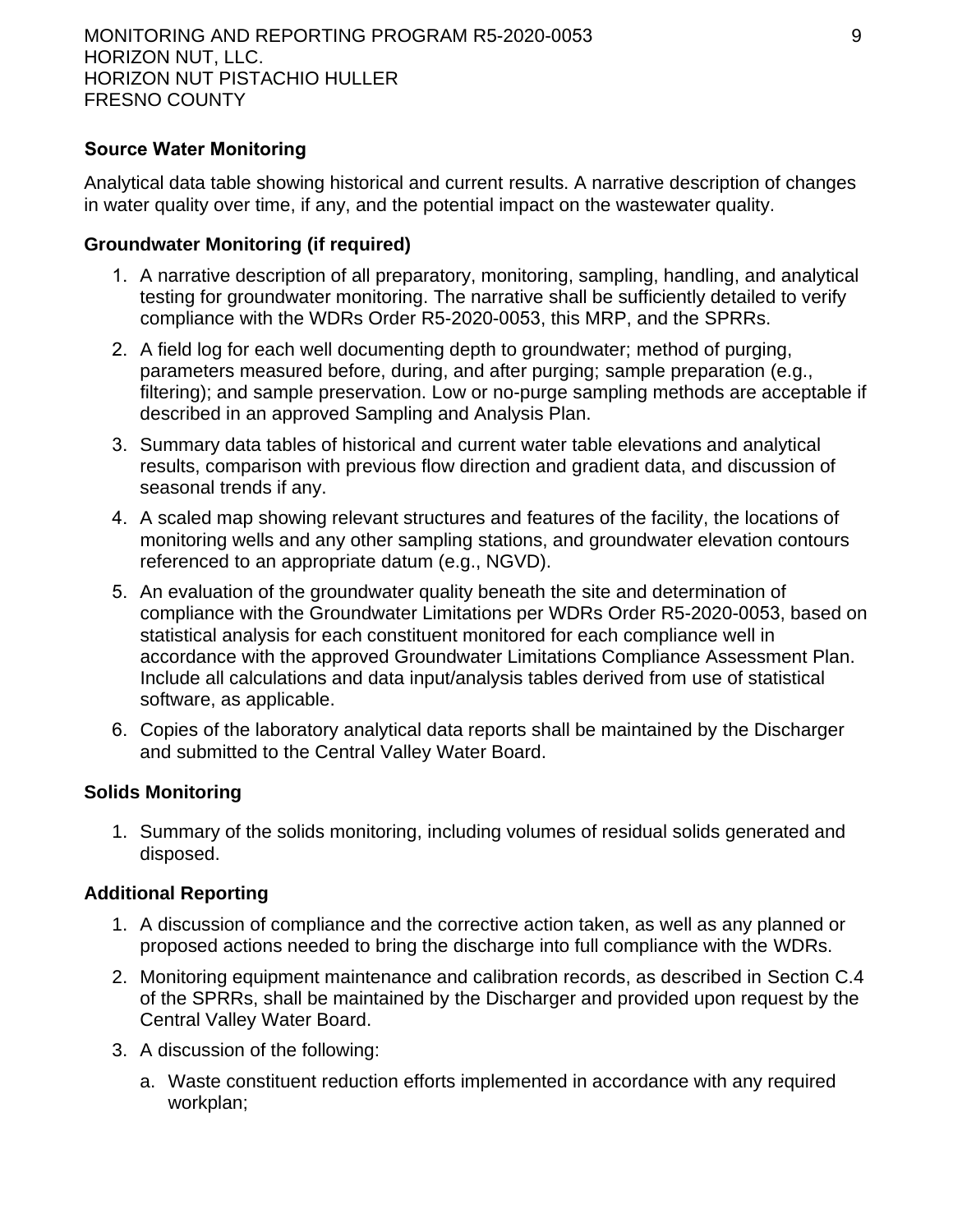**Source Water Monitoring**

Analytical data table showing historical and current results. A narrative description of changes in water quality over time, if any, and the potential impact on the wastewater quality.

**Groundwater Monitoring (if required)**

1. A narrative description of all preparatory, monitoring, sampling, handling, and analytical testing for groundwater monitoring. The narrative shall be sufficiently detailed to verify compliance with the WDRs Order R5-2020-0053, this MRP, and the SPRRs.
2. A field log for each well documenting depth to groundwater; method of purging, parameters measured before, during, and after purging; sample preparation (e.g., filtering); and sample preservation. Low or no-purge sampling methods are acceptable if described in an approved Sampling and Analysis Plan.
3. Summary data tables of historical and current water table elevations and analytical results, comparison with previous flow direction and gradient data, and discussion of seasonal trends if any.
4. A scaled map showing relevant structures and features of the facility, the locations of monitoring wells and any other sampling stations, and groundwater elevation contours referenced to an appropriate datum (e.g., NGVD).
5. An evaluation of the groundwater quality beneath the site and determination of compliance with the Groundwater Limitations per WDRs Order R5-2020-0053, based on statistical analysis for each constituent monitored for each compliance well in accordance with the approved Groundwater Limitations Compliance Assessment Plan. Include all calculations and data input/analysis tables derived from use of statistical software, as applicable.
6. Copies of the laboratory analytical data reports shall be maintained by the Discharger and submitted to the Central Valley Water Board.

**Solids Monitoring**

1. Summary of the solids monitoring, including volumes of residual solids generated and disposed.

**Additional Reporting**

1. A discussion of compliance and the corrective action taken, as well as any planned or proposed actions needed to bring the discharge into full compliance with the WDRs.
2. Monitoring equipment maintenance and calibration records, as described in Section C.4 of the SPRRs, shall be maintained by the Discharger and provided upon request by the Central Valley Water Board.
3. A discussion of the following:
    a. Waste constituent reduction efforts implemented in accordance with any required workplan;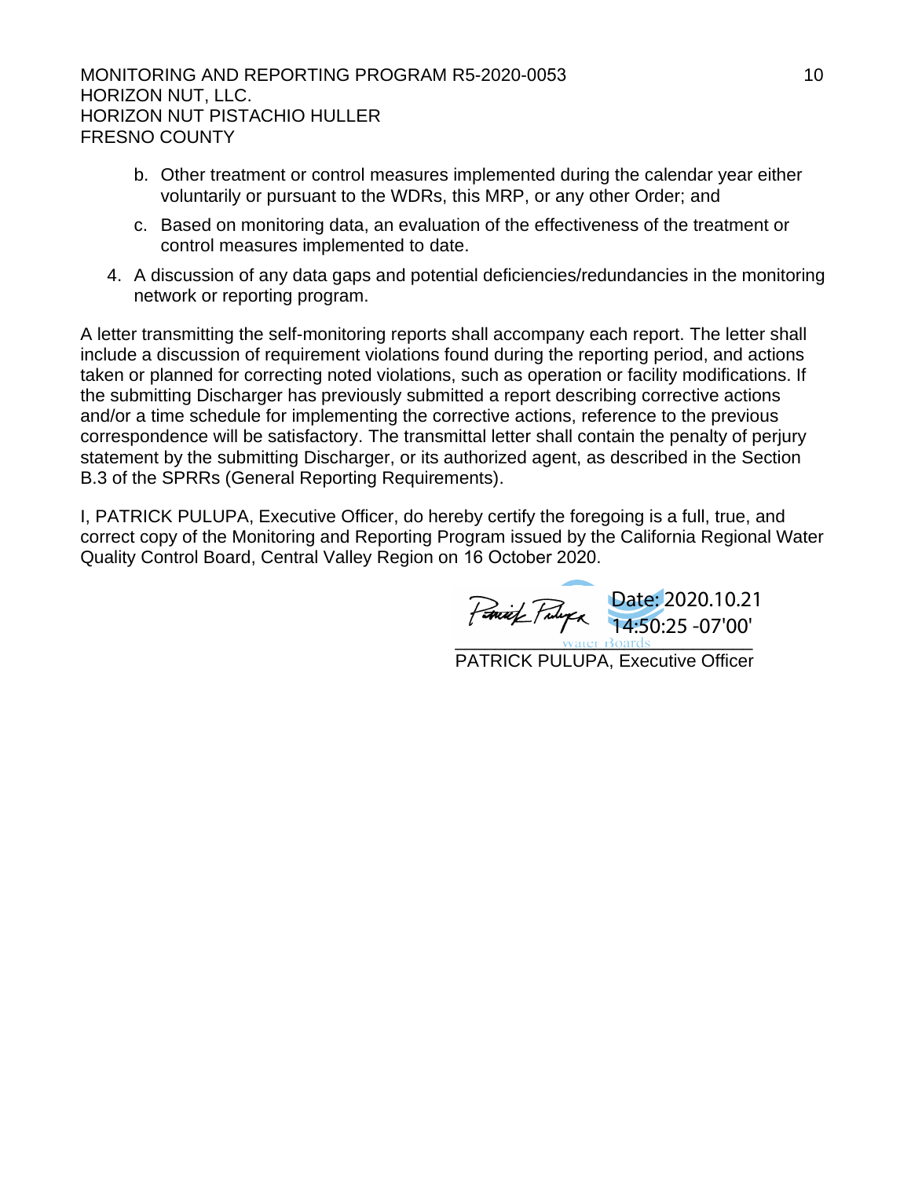b. Other treatment or control measures implemented during the calendar year either voluntarily or pursuant to the WDRs, this MRP, or any other Order; and

c. Based on monitoring data, an evaluation of the effectiveness of the treatment or control measures implemented to date.

4. A discussion of any data gaps and potential deficiencies/redundancies in the monitoring network or reporting program.

A letter transmitting the self-monitoring reports shall accompany each report. The letter shall include a discussion of requirement violations found during the reporting period, and actions taken or planned for correcting noted violations, such as operation or facility modifications. If the submitting Discharger has previously submitted a report describing corrective actions and/or a time schedule for implementing the corrective actions, reference to the previous correspondence will be satisfactory. The transmittal letter shall contain the penalty of perjury statement by the submitting Discharger, or its authorized agent, as described in the Section B.3 of the SPRRs (General Reporting Requirements).

I, PATRICK PULUPA, Executive Officer, do hereby certify the foregoing is a full, true, and correct copy of the Monitoring and Reporting Program issued by the California Regional Water Quality Control Board, Central Valley Region on 16 October 2020.

Date: 2020.10.21 14:50:25 -07'00'

PATRICK PULUPA, Executive Officer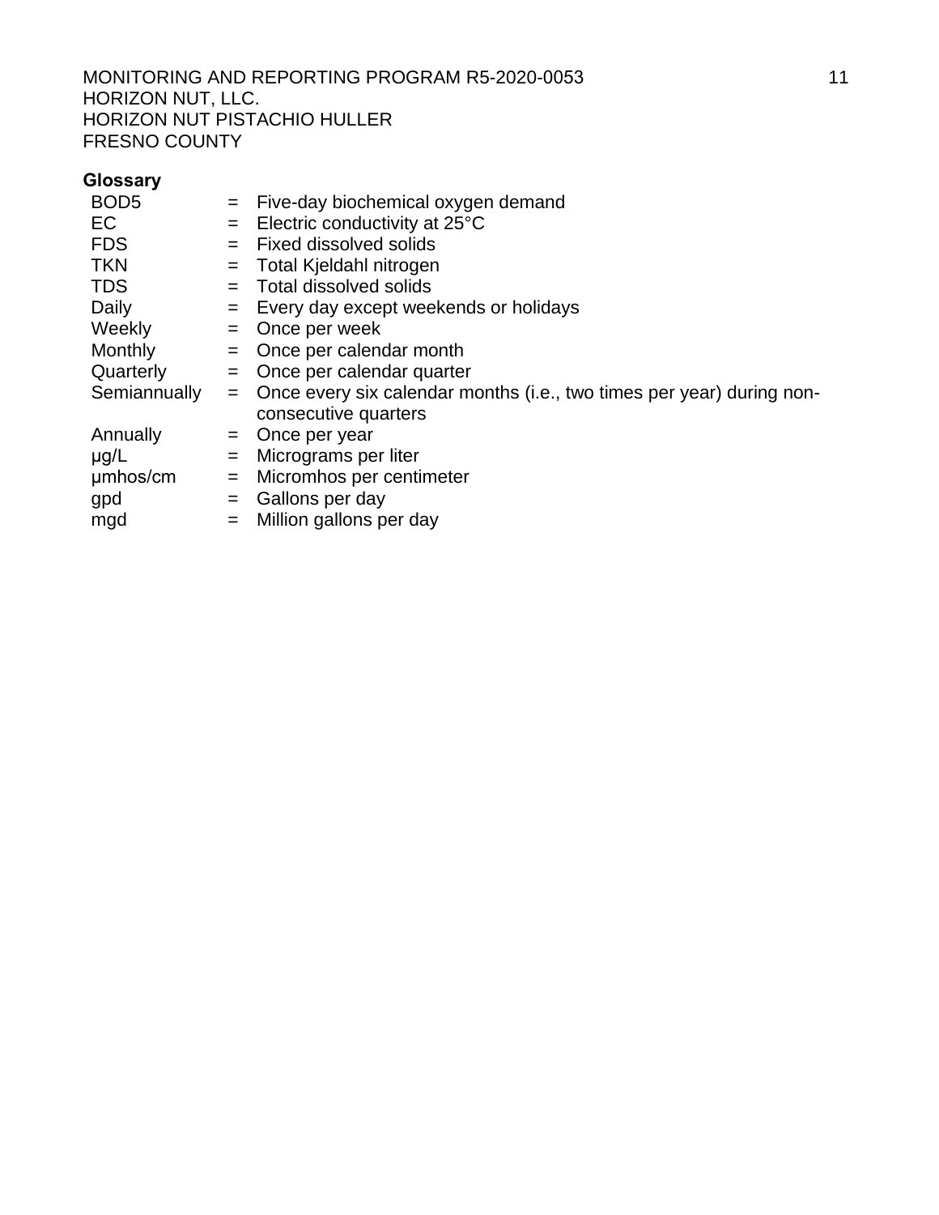## Glossary

| | | |
|---|---|---|
| BOD5 | = | Five-day biochemical oxygen demand |
| EC | = | Electric conductivity at 25°C |
| FDS | = | Fixed dissolved solids |
| TKN | = | Total Kjeldahl nitrogen |
| TDS | = | Total dissolved solids |
| Daily | = | Every day except weekends or holidays |
| Weekly | = | Once per week |
| Monthly | = | Once per calendar month |
| Quarterly | = | Once per calendar quarter |
| Semiannually | = | Once every six calendar months (i.e., two times per year) during non-consecutive quarters |
| Annually | = | Once per year |
| µg/L | = | Micrograms per liter |
| µmhos/cm | = | Micromhos per centimeter |
| gpd | = | Gallons per day |
| mgd | = | Million gallons per day |